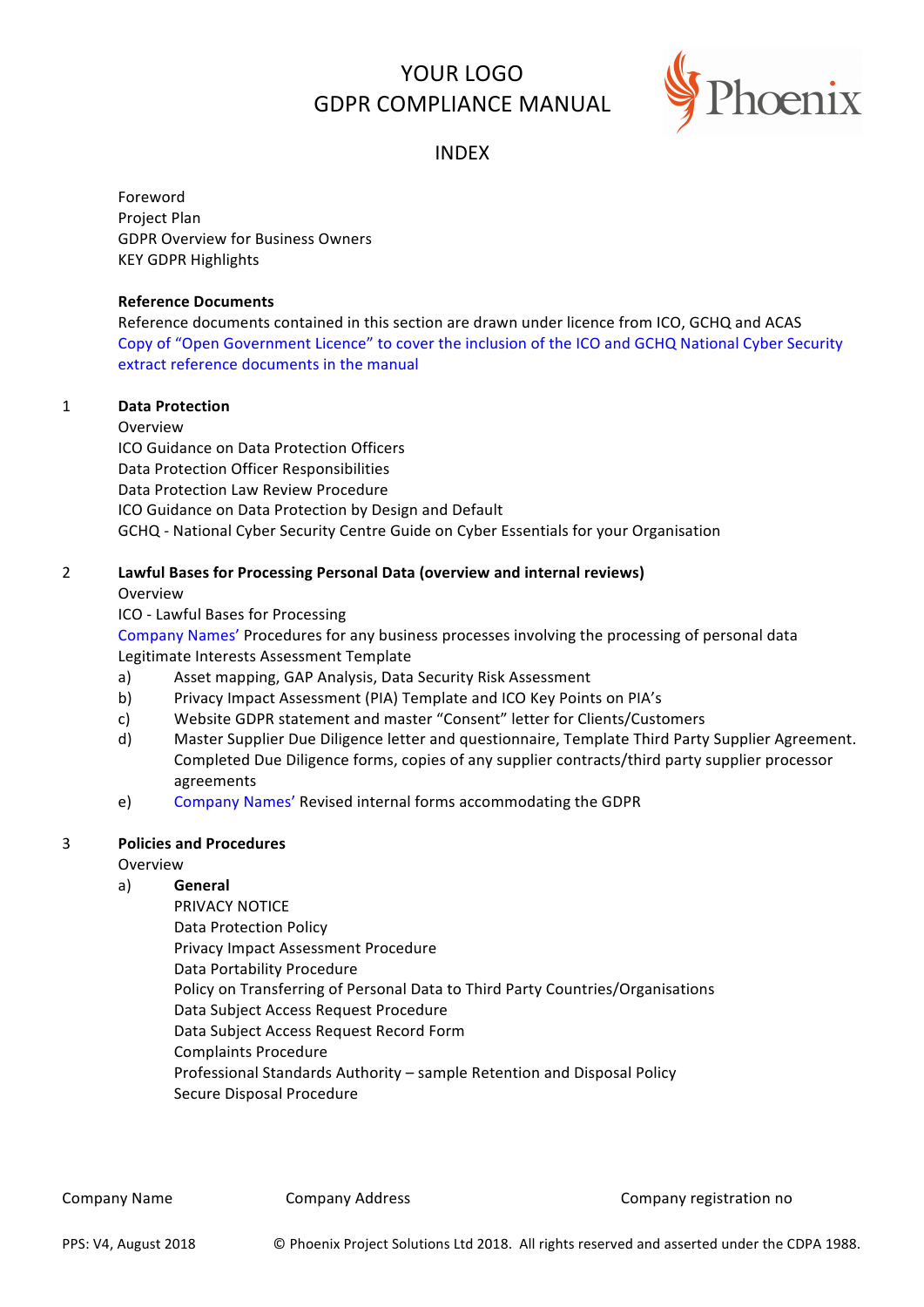# YOUR LOGO
# GDPR COMPLIANCE MANUAL

## INDEX

Foreword
Project Plan
GDPR Overview for Business Owners
KEY GDPR Highlights

**Reference Documents**
Reference documents contained in this section are drawn under licence from ICO, GCHQ and ACAS
Copy of "Open Government Licence" to cover the inclusion of the ICO and GCHQ National Cyber Security extract reference documents in the manual

1 **Data Protection**
Overview
ICO Guidance on Data Protection Officers
Data Protection Officer Responsibilities
Data Protection Law Review Procedure
ICO Guidance on Data Protection by Design and Default
GCHQ - National Cyber Security Centre Guide on Cyber Essentials for your Organisation

2 **Lawful Bases for Processing Personal Data (overview and internal reviews)**
Overview
ICO - Lawful Bases for Processing
Company Names' Procedures for any business processes involving the processing of personal data
Legitimate Interests Assessment Template

a) Asset mapping, GAP Analysis, Data Security Risk Assessment
b) Privacy Impact Assessment (PIA) Template and ICO Key Points on PIA's
c) Website GDPR statement and master "Consent" letter for Clients/Customers
d) Master Supplier Due Diligence letter and questionnaire, Template Third Party Supplier Agreement. Completed Due Diligence forms, copies of any supplier contracts/third party supplier processor agreements
e) Company Names' Revised internal forms accommodating the GDPR

3 **Policies and Procedures**
Overview

a) **General**
PRIVACY NOTICE
Data Protection Policy
Privacy Impact Assessment Procedure
Data Portability Procedure
Policy on Transferring of Personal Data to Third Party Countries/Organisations
Data Subject Access Request Procedure
Data Subject Access Request Record Form
Complaints Procedure
Professional Standards Authority – sample Retention and Disposal Policy
Secure Disposal Procedure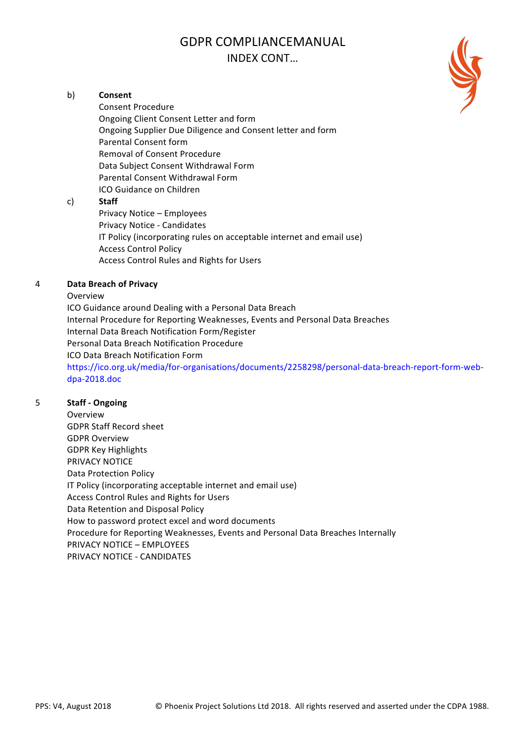# GDPR COMPLIANCEMANUAL

## INDEX CONT…

b) **Consent**

Consent Procedure
Ongoing Client Consent Letter and form
Ongoing Supplier Due Diligence and Consent letter and form
Parental Consent form
Removal of Consent Procedure
Data Subject Consent Withdrawal Form
Parental Consent Withdrawal Form
ICO Guidance on Children

c) **Staff**

Privacy Notice – Employees
Privacy Notice - Candidates
IT Policy (incorporating rules on acceptable internet and email use)
Access Control Policy
Access Control Rules and Rights for Users

4 **Data Breach of Privacy**

Overview
ICO Guidance around Dealing with a Personal Data Breach
Internal Procedure for Reporting Weaknesses, Events and Personal Data Breaches
Internal Data Breach Notification Form/Register
Personal Data Breach Notification Procedure
ICO Data Breach Notification Form
https://ico.org.uk/media/for-organisations/documents/2258298/personal-data-breach-report-form-web-dpa-2018.doc

5 **Staff - Ongoing**

Overview
GDPR Staff Record sheet
GDPR Overview
GDPR Key Highlights
PRIVACY NOTICE
Data Protection Policy
IT Policy (incorporating acceptable internet and email use)
Access Control Rules and Rights for Users
Data Retention and Disposal Policy
How to password protect excel and word documents
Procedure for Reporting Weaknesses, Events and Personal Data Breaches Internally
PRIVACY NOTICE – EMPLOYEES
PRIVACY NOTICE - CANDIDATES